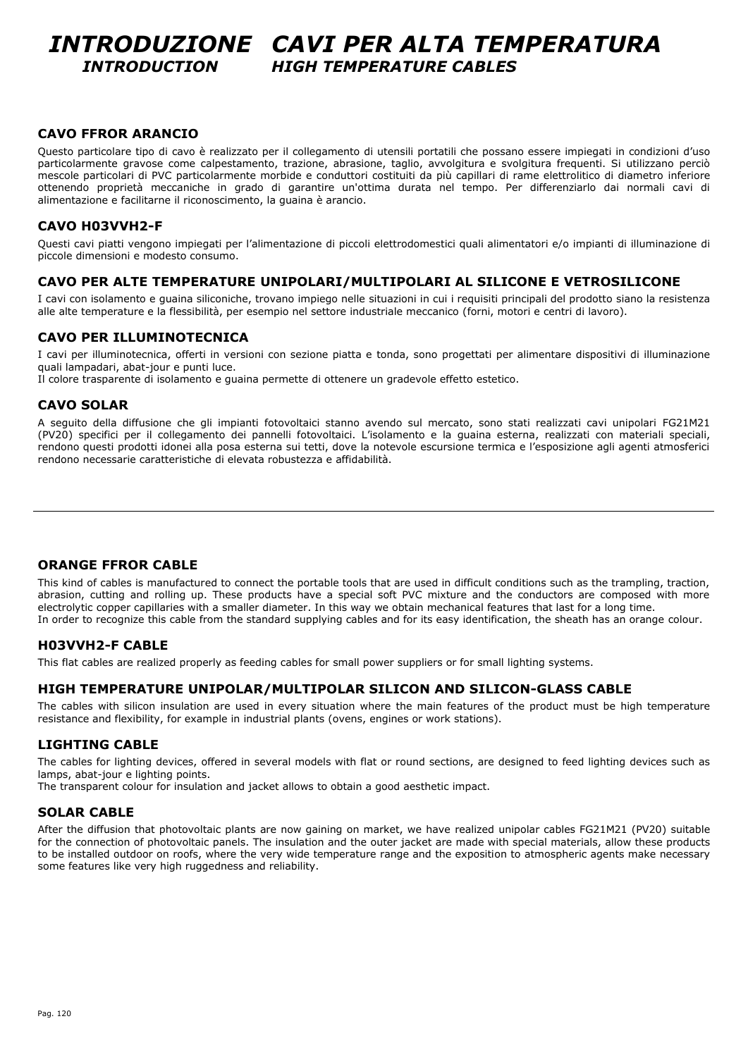# INTRODUZIONE CAVI PER ALTA TEMPERATURA

## INTRODUCTION HIGH TEMPERATURE CABLES

### CAVO FFROR ARANCIO

Questo particolare tipo di cavo è realizzato per il collegamento di utensili portatili che possano essere impiegati in condizioni d'uso particolarmente gravose come calpestamento, trazione, abrasione, taglio, avvolgitura e svolgitura frequenti. Si utilizzano perciò mescole particolari di PVC particolarmente morbide e conduttori costituiti da più capillari di rame elettrolitico di diametro inferiore ottenendo proprietà meccaniche in grado di garantire un'ottima durata nel tempo. Per differenziarlo dai normali cavi di alimentazione e facilitarne il riconoscimento, la guaina è arancio.

### CAVO H03VVH2-F

Questi cavi piatti vengono impiegati per l'alimentazione di piccoli elettrodomestici quali alimentatori e/o impianti di illuminazione di piccole dimensioni e modesto consumo.

### CAVO PER ALTE TEMPERATURE UNIPOLARI/MULTIPOLARI AL SILICONE E VETROSILICONE

I cavi con isolamento e guaina siliconiche, trovano impiego nelle situazioni in cui i requisiti principali del prodotto siano la resistenza alle alte temperature e la flessibilità, per esempio nel settore industriale meccanico (forni, motori e centri di lavoro).

### CAVO PER ILLUMINOTECNICA

I cavi per illuminotecnica, offerti in versioni con sezione piatta e tonda, sono progettati per alimentare dispositivi di illuminazione quali lampadari, abat-jour e punti luce.
Il colore trasparente di isolamento e guaina permette di ottenere un gradevole effetto estetico.

### CAVO SOLAR

A seguito della diffusione che gli impianti fotovoltaici stanno avendo sul mercato, sono stati realizzati cavi unipolari FG21M21 (PV20) specifici per il collegamento dei pannelli fotovoltaici. L'isolamento e la guaina esterna, realizzati con materiali speciali, rendono questi prodotti idonei alla posa esterna sui tetti, dove la notevole escursione termica e l'esposizione agli agenti atmosferici rendono necessarie caratteristiche di elevata robustezza e affidabilità.

---

### ORANGE FFROR CABLE

This kind of cables is manufactured to connect the portable tools that are used in difficult conditions such as the trampling, traction, abrasion, cutting and rolling up. These products have a special soft PVC mixture and the conductors are composed with more electrolytic copper capillaries with a smaller diameter. In this way we obtain mechanical features that last for a long time.
In order to recognize this cable from the standard supplying cables and for its easy identification, the sheath has an orange colour.

### H03VVH2-F CABLE

This flat cables are realized properly as feeding cables for small power suppliers or for small lighting systems.

### HIGH TEMPERATURE UNIPOLAR/MULTIPOLAR SILICON AND SILICON-GLASS CABLE

The cables with silicon insulation are used in every situation where the main features of the product must be high temperature resistance and flexibility, for example in industrial plants (ovens, engines or work stations).

### LIGHTING CABLE

The cables for lighting devices, offered in several models with flat or round sections, are designed to feed lighting devices such as lamps, abat-jour e lighting points.
The transparent colour for insulation and jacket allows to obtain a good aesthetic impact.

### SOLAR CABLE

After the diffusion that photovoltaic plants are now gaining on market, we have realized unipolar cables FG21M21 (PV20) suitable for the connection of photovoltaic panels. The insulation and the outer jacket are made with special materials, allow these products to be installed outdoor on roofs, where the very wide temperature range and the exposition to atmospheric agents make necessary some features like very high ruggedness and reliability.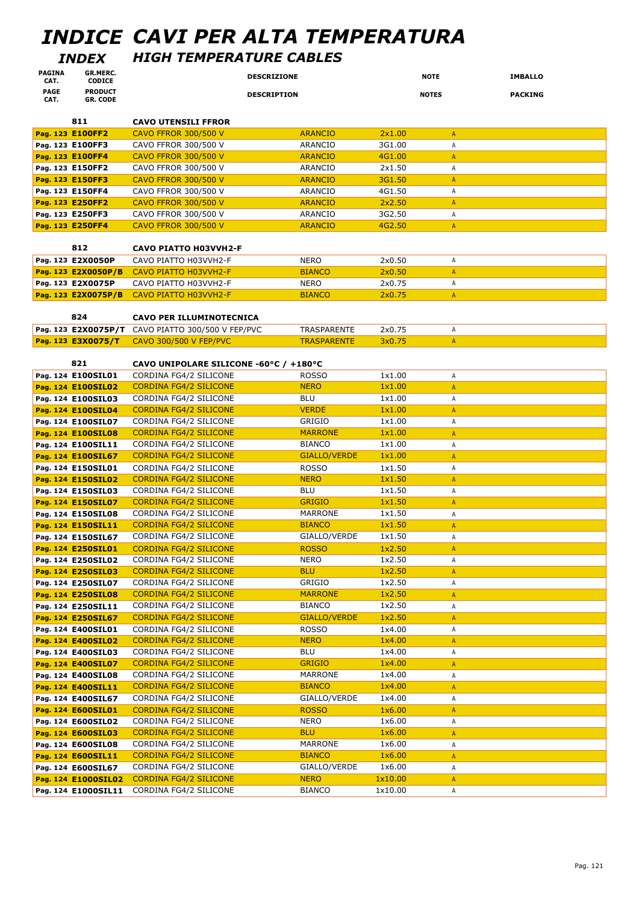# INDICE CAVI PER ALTA TEMPERATURA

## INDEX HIGH TEMPERATURE CABLES

| PAGINA CAT. / PAGE CAT. | GR.MERC. CODICE / PRODUCT GR. CODE | DESCRIZIONE / DESCRIPTION | | | NOTE / NOTES | IMBALLO / PACKING |
|---|---|---|---|---|---|---|
| | **811** | **CAVO UTENSILI FFROR** | | | | |
| Pag. 123 | **E100FF2** | CAVO FFROR 300/500 V | ARANCIO | 2x1.00 | A | |
| Pag. 123 | **E100FF3** | CAVO FFROR 300/500 V | ARANCIO | 3G1.00 | A | |
| Pag. 123 | **E100FF4** | CAVO FFROR 300/500 V | ARANCIO | 4G1.00 | A | |
| Pag. 123 | **E150FF2** | CAVO FFROR 300/500 V | ARANCIO | 2x1.50 | A | |
| Pag. 123 | **E150FF3** | CAVO FFROR 300/500 V | ARANCIO | 3G1.50 | A | |
| Pag. 123 | **E150FF4** | CAVO FFROR 300/500 V | ARANCIO | 4G1.50 | A | |
| Pag. 123 | **E250FF2** | CAVO FFROR 300/500 V | ARANCIO | 2x2.50 | A | |
| Pag. 123 | **E250FF3** | CAVO FFROR 300/500 V | ARANCIO | 3G2.50 | A | |
| Pag. 123 | **E250FF4** | CAVO FFROR 300/500 V | ARANCIO | 4G2.50 | A | |
| | **812** | **CAVO PIATTO H03VVH2-F** | | | | |
| Pag. 123 | **E2X0050P** | CAVO PIATTO H03VVH2-F | NERO | 2x0.50 | A | |
| Pag. 123 | **E2X0050P/B** | CAVO PIATTO H03VVH2-F | BIANCO | 2x0.50 | A | |
| Pag. 123 | **E2X0075P** | CAVO PIATTO H03VVH2-F | NERO | 2x0.75 | A | |
| Pag. 123 | **E2X0075P/B** | CAVO PIATTO H03VVH2-F | BIANCO | 2x0.75 | A | |
| | **824** | **CAVO PER ILLUMINOTECNICA** | | | | |
| Pag. 123 | **E2X0075P/T** | CAVO PIATTO 300/500 V FEP/PVC | TRASPARENTE | 2x0.75 | A | |
| Pag. 123 | **E3X0075/T** | CAVO 300/500 V FEP/PVC | TRASPARENTE | 3x0.75 | A | |
| | **821** | **CAVO UNIPOLARE SILICONE -60°C / +180°C** | | | | |
| Pag. 124 | **E100SIL01** | CORDINA FG4/2 SILICONE | ROSSO | 1x1.00 | A | |
| Pag. 124 | **E100SIL02** | CORDINA FG4/2 SILICONE | NERO | 1x1.00 | A | |
| Pag. 124 | **E100SIL03** | CORDINA FG4/2 SILICONE | BLU | 1x1.00 | A | |
| Pag. 124 | **E100SIL04** | CORDINA FG4/2 SILICONE | VERDE | 1x1.00 | A | |
| Pag. 124 | **E100SIL07** | CORDINA FG4/2 SILICONE | GRIGIO | 1x1.00 | A | |
| Pag. 124 | **E100SIL08** | CORDINA FG4/2 SILICONE | MARRONE | 1x1.00 | A | |
| Pag. 124 | **E100SIL11** | CORDINA FG4/2 SILICONE | BIANCO | 1x1.00 | A | |
| Pag. 124 | **E100SIL67** | CORDINA FG4/2 SILICONE | GIALLO/VERDE | 1x1.00 | A | |
| Pag. 124 | **E150SIL01** | CORDINA FG4/2 SILICONE | ROSSO | 1x1.50 | A | |
| Pag. 124 | **E150SIL02** | CORDINA FG4/2 SILICONE | NERO | 1x1.50 | A | |
| Pag. 124 | **E150SIL03** | CORDINA FG4/2 SILICONE | BLU | 1x1.50 | A | |
| Pag. 124 | **E150SIL07** | CORDINA FG4/2 SILICONE | GRIGIO | 1x1.50 | A | |
| Pag. 124 | **E150SIL08** | CORDINA FG4/2 SILICONE | MARRONE | 1x1.50 | A | |
| Pag. 124 | **E150SIL11** | CORDINA FG4/2 SILICONE | BIANCO | 1x1.50 | A | |
| Pag. 124 | **E150SIL67** | CORDINA FG4/2 SILICONE | GIALLO/VERDE | 1x1.50 | A | |
| Pag. 124 | **E250SIL01** | CORDINA FG4/2 SILICONE | ROSSO | 1x2.50 | A | |
| Pag. 124 | **E250SIL02** | CORDINA FG4/2 SILICONE | NERO | 1x2.50 | A | |
| Pag. 124 | **E250SIL03** | CORDINA FG4/2 SILICONE | BLU | 1x2.50 | A | |
| Pag. 124 | **E250SIL07** | CORDINA FG4/2 SILICONE | GRIGIO | 1x2.50 | A | |
| Pag. 124 | **E250SIL08** | CORDINA FG4/2 SILICONE | MARRONE | 1x2.50 | A | |
| Pag. 124 | **E250SIL11** | CORDINA FG4/2 SILICONE | BIANCO | 1x2.50 | A | |
| Pag. 124 | **E250SIL67** | CORDINA FG4/2 SILICONE | GIALLO/VERDE | 1x2.50 | A | |
| Pag. 124 | **E400SIL01** | CORDINA FG4/2 SILICONE | ROSSO | 1x4.00 | A | |
| Pag. 124 | **E400SIL02** | CORDINA FG4/2 SILICONE | NERO | 1x4.00 | A | |
| Pag. 124 | **E400SIL03** | CORDINA FG4/2 SILICONE | BLU | 1x4.00 | A | |
| Pag. 124 | **E400SIL07** | CORDINA FG4/2 SILICONE | GRIGIO | 1x4.00 | A | |
| Pag. 124 | **E400SIL08** | CORDINA FG4/2 SILICONE | MARRONE | 1x4.00 | A | |
| Pag. 124 | **E400SIL11** | CORDINA FG4/2 SILICONE | BIANCO | 1x4.00 | A | |
| Pag. 124 | **E400SIL67** | CORDINA FG4/2 SILICONE | GIALLO/VERDE | 1x4.00 | A | |
| Pag. 124 | **E600SIL01** | CORDINA FG4/2 SILICONE | ROSSO | 1x6.00 | A | |
| Pag. 124 | **E600SIL02** | CORDINA FG4/2 SILICONE | NERO | 1x6.00 | A | |
| Pag. 124 | **E600SIL03** | CORDINA FG4/2 SILICONE | BLU | 1x6.00 | A | |
| Pag. 124 | **E600SIL08** | CORDINA FG4/2 SILICONE | MARRONE | 1x6.00 | A | |
| Pag. 124 | **E600SIL11** | CORDINA FG4/2 SILICONE | BIANCO | 1x6.00 | A | |
| Pag. 124 | **E600SIL67** | CORDINA FG4/2 SILICONE | GIALLO/VERDE | 1x6.00 | A | |
| Pag. 124 | **E1000SIL02** | CORDINA FG4/2 SILICONE | NERO | 1x10.00 | A | |
| Pag. 124 | **E1000SIL11** | CORDINA FG4/2 SILICONE | BIANCO | 1x10.00 | A | |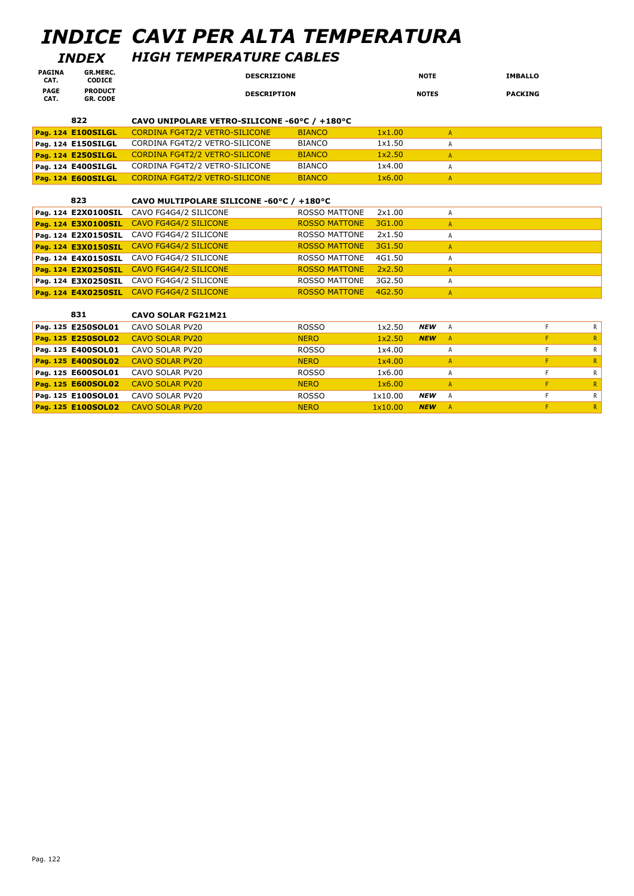# INDICE CAVI PER ALTA TEMPERATURA

## INDEX HIGH TEMPERATURE CABLES

| PAGINA CAT. / PAGE CAT. | GR.MERC. CODICE / PRODUCT GR. CODE | DESCRIZIONE / DESCRIPTION | | | NOTE / NOTES | | IMBALLO / PACKING | |
|---|---|---|---|---|---|---|---|---|
| | **822** | **CAVO UNIPOLARE VETRO-SILICONE -60°C / +180°C** | | | | | | |
| Pag. 124 | **E100SILGL** | CORDINA FG4T2/2 VETRO-SILICONE | BIANCO | 1x1.00 | | A | | |
| Pag. 124 | **E150SILGL** | CORDINA FG4T2/2 VETRO-SILICONE | BIANCO | 1x1.50 | | A | | |
| Pag. 124 | **E250SILGL** | CORDINA FG4T2/2 VETRO-SILICONE | BIANCO | 1x2.50 | | A | | |
| Pag. 124 | **E400SILGL** | CORDINA FG4T2/2 VETRO-SILICONE | BIANCO | 1x4.00 | | A | | |
| Pag. 124 | **E600SILGL** | CORDINA FG4T2/2 VETRO-SILICONE | BIANCO | 1x6.00 | | A | | |
| | **823** | **CAVO MULTIPOLARE SILICONE -60°C / +180°C** | | | | | | |
| Pag. 124 | **E2X0100SIL** | CAVO FG4G4/2 SILICONE | ROSSO MATTONE | 2x1.00 | | A | | |
| Pag. 124 | **E3X0100SIL** | CAVO FG4G4/2 SILICONE | ROSSO MATTONE | 3G1.00 | | A | | |
| Pag. 124 | **E2X0150SIL** | CAVO FG4G4/2 SILICONE | ROSSO MATTONE | 2x1.50 | | A | | |
| Pag. 124 | **E3X0150SIL** | CAVO FG4G4/2 SILICONE | ROSSO MATTONE | 3G1.50 | | A | | |
| Pag. 124 | **E4X0150SIL** | CAVO FG4G4/2 SILICONE | ROSSO MATTONE | 4G1.50 | | A | | |
| Pag. 124 | **E2X0250SIL** | CAVO FG4G4/2 SILICONE | ROSSO MATTONE | 2x2.50 | | A | | |
| Pag. 124 | **E3X0250SIL** | CAVO FG4G4/2 SILICONE | ROSSO MATTONE | 3G2.50 | | A | | |
| Pag. 124 | **E4X0250SIL** | CAVO FG4G4/2 SILICONE | ROSSO MATTONE | 4G2.50 | | A | | |
| | **831** | **CAVO SOLAR FG21M21** | | | | | | |
| Pag. 125 | **E250SOL01** | CAVO SOLAR PV20 | ROSSO | 1x2.50 | ***NEW*** | A | F | R |
| Pag. 125 | **E250SOL02** | CAVO SOLAR PV20 | NERO | 1x2.50 | ***NEW*** | A | F | R |
| Pag. 125 | **E400SOL01** | CAVO SOLAR PV20 | ROSSO | 1x4.00 | | A | F | R |
| Pag. 125 | **E400SOL02** | CAVO SOLAR PV20 | NERO | 1x4.00 | | A | F | R |
| Pag. 125 | **E600SOL01** | CAVO SOLAR PV20 | ROSSO | 1x6.00 | | A | F | R |
| Pag. 125 | **E600SOL02** | CAVO SOLAR PV20 | NERO | 1x6.00 | | A | F | R |
| Pag. 125 | **E100SOL01** | CAVO SOLAR PV20 | ROSSO | 1x10.00 | ***NEW*** | A | F | R |
| Pag. 125 | **E100SOL02** | CAVO SOLAR PV20 | NERO | 1x10.00 | ***NEW*** | A | F | R |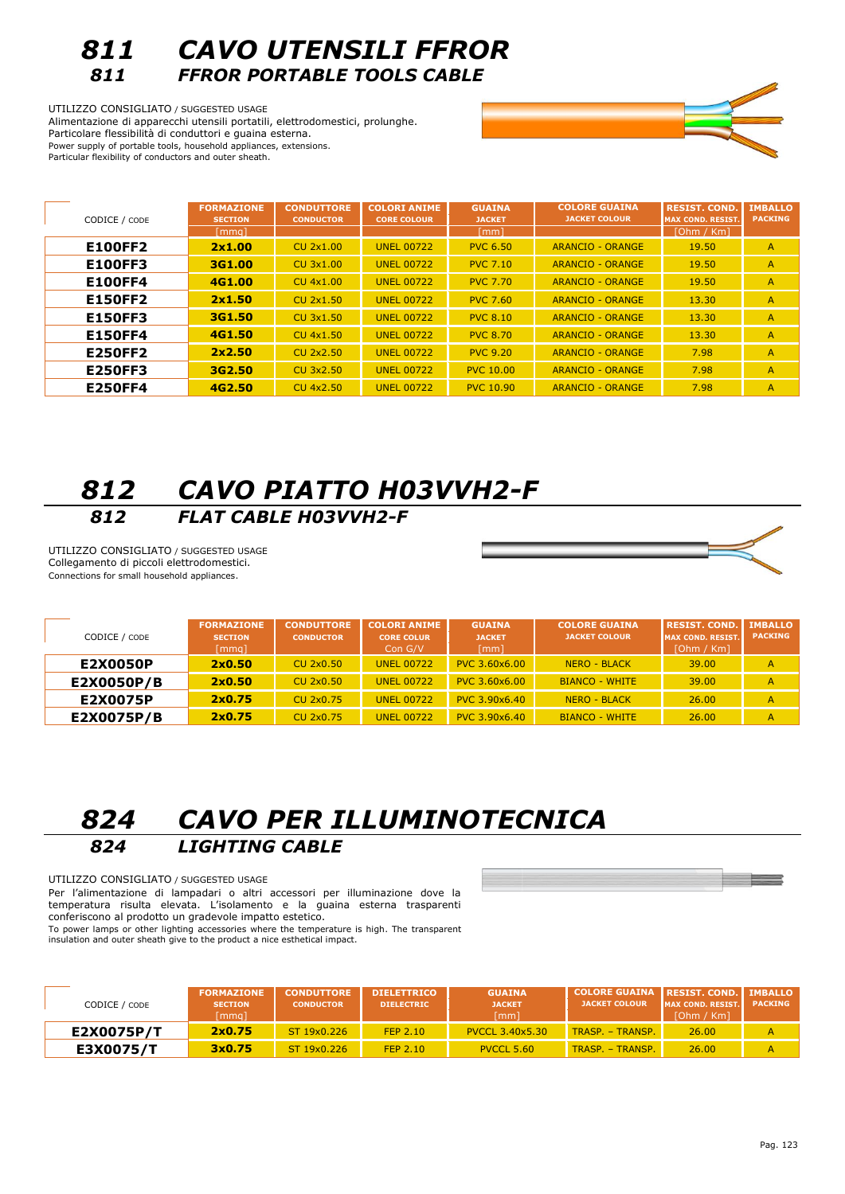# 811 CAVO UTENSILI FFROR
## 811 FFROR PORTABLE TOOLS CABLE

UTILIZZO CONSIGLIATO / SUGGESTED USAGE
Alimentazione di apparecchi utensili portatili, elettrodomestici, prolunghe.
Particolare flessibilità di conduttori e guaina esterna.
Power supply of portable tools, household appliances, extensions.
Particular flexibility of conductors and outer sheath.

| CODICE / CODE | FORMAZIONE SECTION [mmq] | CONDUTTORE CONDUCTOR | COLORI ANIME CORE COLOUR | GUAINA JACKET [mm] | COLORE GUAINA JACKET COLOUR | RESIST. COND. MAX COND. RESIST. [Ohm / Km] | IMBALLO PACKING |
|---|---|---|---|---|---|---|---|
| **E100FF2** | **2x1.00** | CU 2x1.00 | UNEL 00722 | PVC 6.50 | ARANCIO - ORANGE | 19.50 | A |
| **E100FF3** | **3G1.00** | CU 3x1.00 | UNEL 00722 | PVC 7.10 | ARANCIO - ORANGE | 19.50 | A |
| **E100FF4** | **4G1.00** | CU 4x1.00 | UNEL 00722 | PVC 7.70 | ARANCIO - ORANGE | 19.50 | A |
| **E150FF2** | **2x1.50** | CU 2x1.50 | UNEL 00722 | PVC 7.60 | ARANCIO - ORANGE | 13.30 | A |
| **E150FF3** | **3G1.50** | CU 3x1.50 | UNEL 00722 | PVC 8.10 | ARANCIO - ORANGE | 13.30 | A |
| **E150FF4** | **4G1.50** | CU 4x1.50 | UNEL 00722 | PVC 8.70 | ARANCIO - ORANGE | 13.30 | A |
| **E250FF2** | **2x2.50** | CU 2x2.50 | UNEL 00722 | PVC 9.20 | ARANCIO - ORANGE | 7.98 | A |
| **E250FF3** | **3G2.50** | CU 3x2.50 | UNEL 00722 | PVC 10.00 | ARANCIO - ORANGE | 7.98 | A |
| **E250FF4** | **4G2.50** | CU 4x2.50 | UNEL 00722 | PVC 10.90 | ARANCIO - ORANGE | 7.98 | A |

# 812 CAVO PIATTO H03VVH2-F
## 812 FLAT CABLE H03VVH2-F

UTILIZZO CONSIGLIATO / SUGGESTED USAGE
Collegamento di piccoli elettrodomestici.
Connections for small household appliances.

| CODICE / CODE | FORMAZIONE SECTION [mmq] | CONDUTTORE CONDUCTOR | COLORI ANIME CORE COLOUR Con G/V | GUAINA JACKET [mm] | COLORE GUAINA JACKET COLOUR | RESIST. COND. MAX COND. RESIST. [Ohm / Km] | IMBALLO PACKING |
|---|---|---|---|---|---|---|---|
| **E2X0050P** | **2x0.50** | CU 2x0.50 | UNEL 00722 | PVC 3.60x6.00 | NERO - BLACK | 39.00 | A |
| **E2X0050P/B** | **2x0.50** | CU 2x0.50 | UNEL 00722 | PVC 3.60x6.00 | BIANCO - WHITE | 39.00 | A |
| **E2X0075P** | **2x0.75** | CU 2x0.75 | UNEL 00722 | PVC 3.90x6.40 | NERO - BLACK | 26.00 | A |
| **E2X0075P/B** | **2x0.75** | CU 2x0.75 | UNEL 00722 | PVC 3.90x6.40 | BIANCO - WHITE | 26.00 | A |

# 824 CAVO PER ILLUMINOTECNICA
## 824 LIGHTING CABLE

UTILIZZO CONSIGLIATO / SUGGESTED USAGE
Per l'alimentazione di lampadari o altri accessori per illuminazione dove la temperatura risulta elevata. L'isolamento e la guaina esterna trasparenti conferiscono al prodotto un gradevole impatto estetico.
To power lamps or other lighting accessories where the temperature is high. The transparent insulation and outer sheath give to the product a nice esthetical impact.

| CODICE / CODE | FORMAZIONE SECTION [mmq] | CONDUTTORE CONDUCTOR | DIELETTRICO DIELECTRIC | GUAINA JACKET [mm] | COLORE GUAINA JACKET COLOUR | RESIST. COND. MAX COND. RESIST. [Ohm / Km] | IMBALLO PACKING |
|---|---|---|---|---|---|---|---|
| **E2X0075P/T** | **2x0.75** | ST 19x0.226 | FEP 2.10 | PVCCL 3.40x5.30 | TRASP. – TRANSP. | 26.00 | A |
| **E3X0075/T** | **3x0.75** | ST 19x0.226 | FEP 2.10 | PVCCL 5.60 | TRASP. – TRANSP. | 26.00 | A |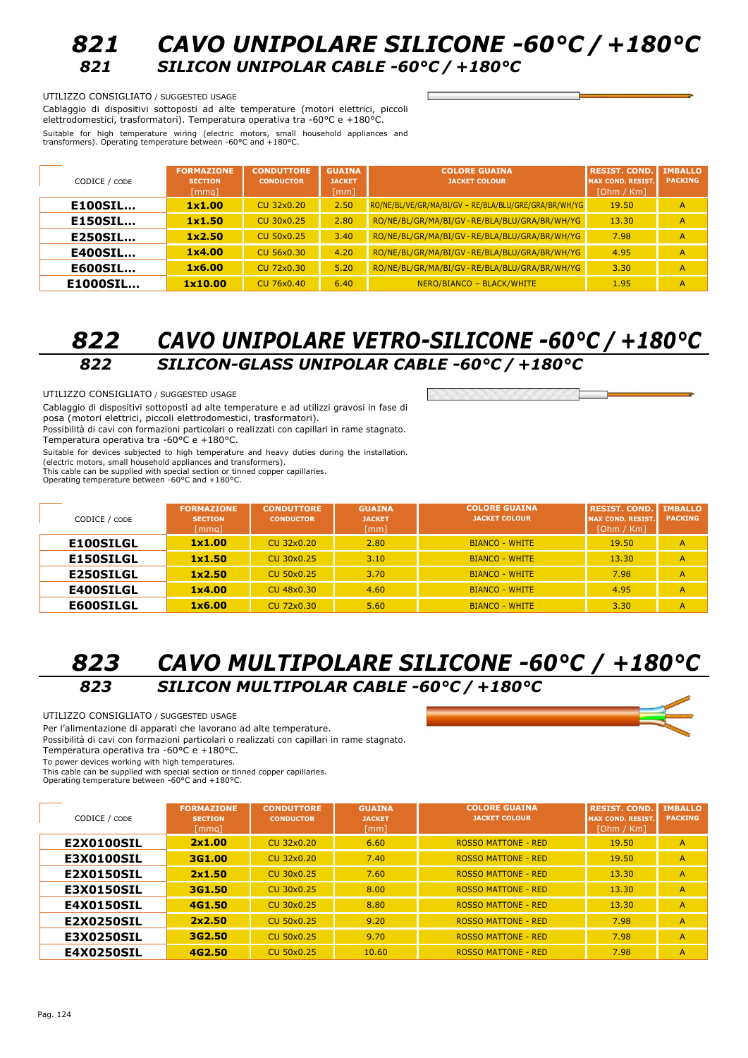# 821 CAVO UNIPOLARE SILICONE -60°C / +180°C

## 821 SILICON UNIPOLAR CABLE -60°C / +180°C

UTILIZZO CONSIGLIATO / SUGGESTED USAGE

Cablaggio di dispositivi sottoposti ad alte temperature (motori elettrici, piccoli elettrodomestici, trasformatori). Temperatura operativa tra -60°C e +180°C.

Suitable for high temperature wiring (electric motors, small household appliances and transformers). Operating temperature between -60°C and +180°C.

| CODICE / CODE | FORMAZIONE SECTION [mmq] | CONDUTTORE CONDUCTOR | GUAINA JACKET [mm] | COLORE GUAINA JACKET COLOUR | RESIST. COND. MAX COND. RESIST. [Ohm / Km] | IMBALLO PACKING |
|---|---|---|---|---|---|---|
| **E100SIL…** | **1x1.00** | CU 32x0.20 | 2.50 | RO/NE/BL/VE/GR/MA/BI/GV – RE/BLA/BLU/GRE/GRA/BR/WH/YG | 19.50 | A |
| **E150SIL…** | **1x1.50** | CU 30x0.25 | 2.80 | RO/NE/BL/GR/MA/BI/GV - RE/BLA/BLU/GRA/BR/WH/YG | 13.30 | A |
| **E250SIL…** | **1x2.50** | CU 50x0.25 | 3.40 | RO/NE/BL/GR/MA/BI/GV - RE/BLA/BLU/GRA/BR/WH/YG | 7.98 | A |
| **E400SIL…** | **1x4.00** | CU 56x0.30 | 4.20 | RO/NE/BL/GR/MA/BI/GV - RE/BLA/BLU/GRA/BR/WH/YG | 4.95 | A |
| **E600SIL…** | **1x6.00** | CU 72x0.30 | 5.20 | RO/NE/BL/GR/MA/BI/GV - RE/BLA/BLU/GRA/BR/WH/YG | 3.30 | A |
| **E1000SIL…** | **1x10.00** | CU 76x0.40 | 6.40 | NERO/BIANCO – BLACK/WHITE | 1.95 | A |

# 822 CAVO UNIPOLARE VETRO-SILICONE -60°C / +180°C

## 822 SILICON-GLASS UNIPOLAR CABLE -60°C / +180°C

UTILIZZO CONSIGLIATO / SUGGESTED USAGE

Cablaggio di dispositivi sottoposti ad alte temperature e ad utilizzi gravosi in fase di posa (motori elettrici, piccoli elettrodomestici, trasformatori).
Possibilità di cavi con formazioni particolari o realizzati con capillari in rame stagnato.
Temperatura operativa tra -60°C e +180°C.

Suitable for devices subjected to high temperature and heavy duties during the installation. (electric motors, small household appliances and transformers).
This cable can be supplied with special section or tinned copper capillaries.
Operating temperature between -60°C and +180°C.

| CODICE / CODE | FORMAZIONE SECTION [mmq] | CONDUTTORE CONDUCTOR | GUAINA JACKET [mm] | COLORE GUAINA JACKET COLOUR | RESIST. COND. MAX COND. RESIST. [Ohm / Km] | IMBALLO PACKING |
|---|---|---|---|---|---|---|
| **E100SILGL** | **1x1.00** | CU 32x0.20 | 2.80 | BIANCO - WHITE | 19.50 | A |
| **E150SILGL** | **1x1.50** | CU 30x0.25 | 3.10 | BIANCO - WHITE | 13.30 | A |
| **E250SILGL** | **1x2.50** | CU 50x0.25 | 3.70 | BIANCO - WHITE | 7.98 | A |
| **E400SILGL** | **1x4.00** | CU 48x0.30 | 4.60 | BIANCO - WHITE | 4.95 | A |
| **E600SILGL** | **1x6.00** | CU 72x0.30 | 5.60 | BIANCO - WHITE | 3.30 | A |

# 823 CAVO MULTIPOLARE SILICONE -60°C / +180°C

## 823 SILICON MULTIPOLAR CABLE -60°C / +180°C

UTILIZZO CONSIGLIATO / SUGGESTED USAGE

Per l'alimentazione di apparati che lavorano ad alte temperature.
Possibilità di cavi con formazioni particolari o realizzati con capillari in rame stagnato.
Temperatura operativa tra -60°C e +180°C.

To power devices working with high temperatures.
This cable can be supplied with special section or tinned copper capillaries.
Operating temperature between -60°C and +180°C.

| CODICE / CODE | FORMAZIONE SECTION [mmq] | CONDUTTORE CONDUCTOR | GUAINA JACKET [mm] | COLORE GUAINA JACKET COLOUR | RESIST. COND. MAX COND. RESIST. [Ohm / Km] | IMBALLO PACKING |
|---|---|---|---|---|---|---|
| **E2X0100SIL** | **2x1.00** | CU 32x0.20 | 6.60 | ROSSO MATTONE - RED | 19.50 | A |
| **E3X0100SIL** | **3G1.00** | CU 32x0.20 | 7.40 | ROSSO MATTONE - RED | 19.50 | A |
| **E2X0150SIL** | **2x1.50** | CU 30x0.25 | 7.60 | ROSSO MATTONE - RED | 13.30 | A |
| **E3X0150SIL** | **3G1.50** | CU 30x0.25 | 8.00 | ROSSO MATTONE - RED | 13.30 | A |
| **E4X0150SIL** | **4G1.50** | CU 30x0.25 | 8.80 | ROSSO MATTONE - RED | 13.30 | A |
| **E2X0250SIL** | **2x2.50** | CU 50x0.25 | 9.20 | ROSSO MATTONE - RED | 7.98 | A |
| **E3X0250SIL** | **3G2.50** | CU 50x0.25 | 9.70 | ROSSO MATTONE - RED | 7.98 | A |
| **E4X0250SIL** | **4G2.50** | CU 50x0.25 | 10.60 | ROSSO MATTONE - RED | 7.98 | A |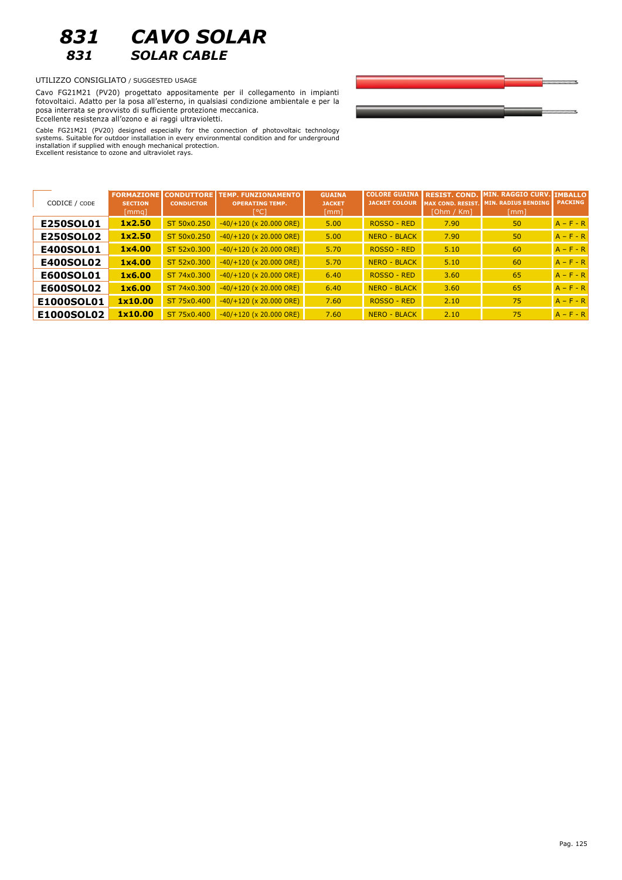# 831 CAVO SOLAR
## 831 SOLAR CABLE

UTILIZZO CONSIGLIATO / SUGGESTED USAGE

Cavo FG21M21 (PV20) progettato appositamente per il collegamento in impianti fotovoltaici. Adatto per la posa all'esterno, in qualsiasi condizione ambientale e per la posa interrata se provvisto di sufficiente protezione meccanica.
Eccellente resistenza all'ozono e ai raggi ultravioletti.

Cable FG21M21 (PV20) designed especially for the connection of photovoltaic technology systems. Suitable for outdoor installation in every environmental condition and for underground installation if supplied with enough mechanical protection.
Excellent resistance to ozone and ultraviolet rays.

| CODICE / CODE | FORMAZIONE SECTION [mmq] | CONDUTTORE CONDUCTOR | TEMP. FUNZIONAMENTO OPERATING TEMP. [°C] | GUAINA JACKET [mm] | COLORE GUAINA JACKET COLOUR | RESIST. COND. MAX COND. RESIST. [Ohm / Km] | MIN. RAGGIO CURV. MIN. RADIUS BENDING [mm] | IMBALLO PACKING |
|---|---|---|---|---|---|---|---|---|
| **E250SOL01** | **1x2.50** | ST 50x0.250 | -40/+120 (x 20.000 ORE) | 5.00 | ROSSO - RED | 7.90 | 50 | A - F - R |
| **E250SOL02** | **1x2.50** | ST 50x0.250 | -40/+120 (x 20.000 ORE) | 5.00 | NERO - BLACK | 7.90 | 50 | A - F - R |
| **E400SOL01** | **1x4.00** | ST 52x0.300 | -40/+120 (x 20.000 ORE) | 5.70 | ROSSO - RED | 5.10 | 60 | A - F - R |
| **E400SOL02** | **1x4.00** | ST 52x0.300 | -40/+120 (x 20.000 ORE) | 5.70 | NERO - BLACK | 5.10 | 60 | A - F - R |
| **E600SOL01** | **1x6.00** | ST 74x0.300 | -40/+120 (x 20.000 ORE) | 6.40 | ROSSO - RED | 3.60 | 65 | A - F - R |
| **E600SOL02** | **1x6.00** | ST 74x0.300 | -40/+120 (x 20.000 ORE) | 6.40 | NERO - BLACK | 3.60 | 65 | A - F - R |
| **E1000SOL01** | **1x10.00** | ST 75x0.400 | -40/+120 (x 20.000 ORE) | 7.60 | ROSSO - RED | 2.10 | 75 | A - F - R |
| **E1000SOL02** | **1x10.00** | ST 75x0.400 | -40/+120 (x 20.000 ORE) | 7.60 | NERO - BLACK | 2.10 | 75 | A - F - R |